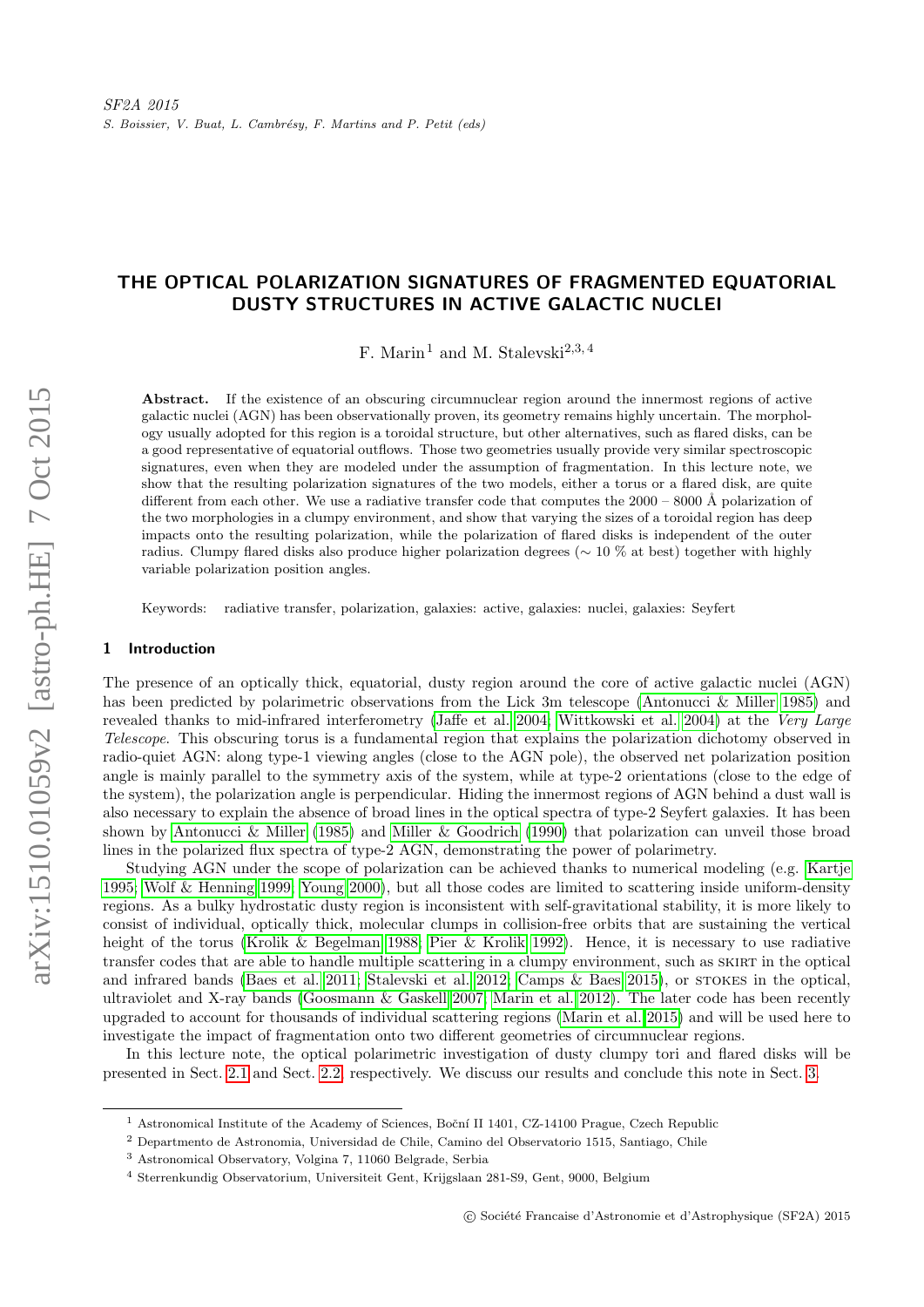# THE OPTICAL POLARIZATION SIGNATURES OF FRAGMENTED EQUATORIAL DUSTY STRUCTURES IN ACTIVE GALACTIC NUCLEI

F. Marin[1] and M. Stalevski[2,3,4]

**Abstract.** If the existence of an obscuring circumnuclear region around the innermost regions of active galactic nuclei (AGN) has been observationally proven, its geometry remains highly uncertain. The morphology usually adopted for this region is a toroidal structure, but other alternatives, such as flared disks, can be a good representative of equatorial outflows. Those two geometries usually provide very similar spectroscopic signatures, even when they are modeled under the assumption of fragmentation. In this lecture note, we show that the resulting polarization signatures of the two models, either a torus or a flared disk, are quite different from each other. We use a radiative transfer code that computes the 2000 – 8000 Å polarization of the two morphologies in a clumpy environment, and show that varying the sizes of a toroidal region has deep impacts onto the resulting polarization, while the polarization of flared disks is independent of the outer radius. Clumpy flared disks also produce higher polarization degrees (∼ 10 % at best) together with highly variable polarization position angles.

Keywords: radiative transfer, polarization, galaxies: active, galaxies: nuclei, galaxies: Seyfert

## 1 Introduction

The presence of an optically thick, equatorial, dusty region around the core of active galactic nuclei (AGN) has been predicted by polarimetric observations from the Lick 3m telescope (Antonucci & Miller 1985) and revealed thanks to mid-infrared interferometry (Jaffe et al. 2004; Wittkowski et al. 2004) at the *Very Large Telescope*. This obscuring torus is a fundamental region that explains the polarization dichotomy observed in radio-quiet AGN: along type-1 viewing angles (close to the AGN pole), the observed net polarization position angle is mainly parallel to the symmetry axis of the system, while at type-2 orientations (close to the edge of the system), the polarization angle is perpendicular. Hiding the innermost regions of AGN behind a dust wall is also necessary to explain the absence of broad lines in the optical spectra of type-2 Seyfert galaxies. It has been shown by Antonucci & Miller (1985) and Miller & Goodrich (1990) that polarization can unveil those broad lines in the polarized flux spectra of type-2 AGN, demonstrating the power of polarimetry.

Studying AGN under the scope of polarization can be achieved thanks to numerical modeling (e.g. Kartje 1995; Wolf & Henning 1999; Young 2000), but all those codes are limited to scattering inside uniform-density regions. As a bulky hydrostatic dusty region is inconsistent with self-gravitational stability, it is more likely to consist of individual, optically thick, molecular clumps in collision-free orbits that are sustaining the vertical height of the torus (Krolik & Begelman 1988; Pier & Krolik 1992). Hence, it is necessary to use radiative transfer codes that are able to handle multiple scattering in a clumpy environment, such as SKIRT in the optical and infrared bands (Baes et al. 2011; Stalevski et al. 2012; Camps & Baes 2015), or STOKES in the optical, ultraviolet and X-ray bands (Goosmann & Gaskell 2007; Marin et al. 2012). The later code has been recently upgraded to account for thousands of individual scattering regions (Marin et al. 2015) and will be used here to investigate the impact of fragmentation onto two different geometries of circumnuclear regions.

In this lecture note, the optical polarimetric investigation of dusty clumpy tori and flared disks will be presented in Sect. 2.1 and Sect. 2.2, respectively. We discuss our results and conclude this note in Sect. 3.

[1] Astronomical Institute of the Academy of Sciences, Boční II 1401, CZ-14100 Prague, Czech Republic
[2] Departmento de Astronomia, Universidad de Chile, Camino del Observatorio 1515, Santiago, Chile
[3] Astronomical Observatory, Volgina 7, 11060 Belgrade, Serbia
[4] Sterrenkundig Observatorium, Universiteit Gent, Krijgslaan 281-S9, Gent, 9000, Belgium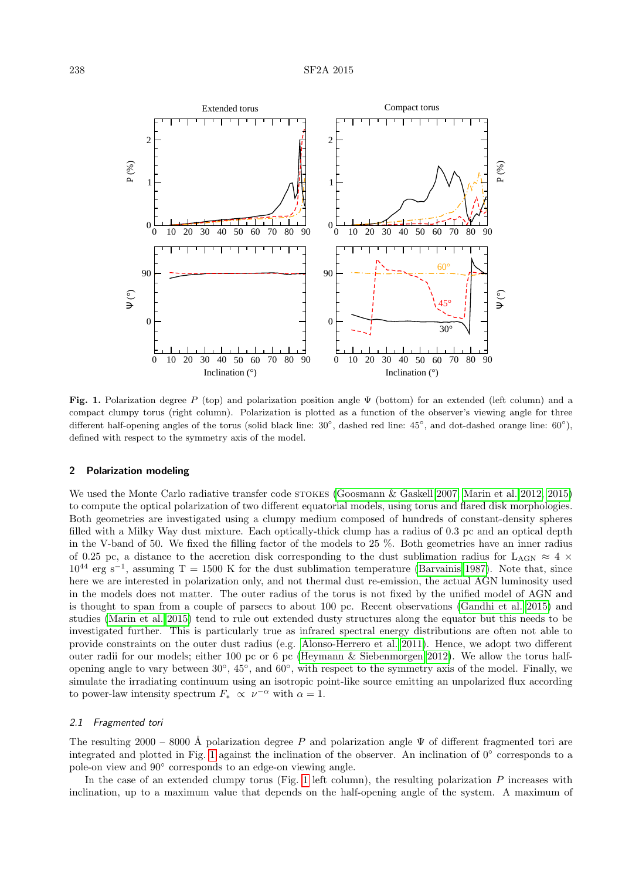**Fig. 1.** Polarization degree $P$ (top) and polarization position angle $\Psi$ (bottom) for an extended (left column) and a compact clumpy torus (right column). Polarization is plotted as a function of the observer's viewing angle for three different half-opening angles of the torus (solid black line: 30°, dashed red line: 45°, and dot-dashed orange line: 60°), defined with respect to the symmetry axis of the model.

## 2 Polarization modeling

We used the Monte Carlo radiative transfer code STOKES (Goosmann & Gaskell 2007; Marin et al. 2012, 2015) to compute the optical polarization of two different equatorial models, using torus and flared disk morphologies. Both geometries are investigated using a clumpy medium composed of hundreds of constant-density spheres filled with a Milky Way dust mixture. Each optically-thick clump has a radius of 0.3 pc and an optical depth in the V-band of 50. We fixed the filling factor of the models to 25 %. Both geometries have an inner radius of 0.25 pc, a distance to the accretion disk corresponding to the dust sublimation radius for $L_{AGN} \approx 4 \times 10^{44}$ erg s$^{-1}$, assuming T = 1500 K for the dust sublimation temperature (Barvainis 1987). Note that, since here we are interested in polarization only, and not thermal dust re-emission, the actual AGN luminosity used in the models does not matter. The outer radius of the torus is not fixed by the unified model of AGN and is thought to span from a couple of parsecs to about 100 pc. Recent observations (Gandhi et al. 2015) and studies (Marin et al. 2015) tend to rule out extended dusty structures along the equator but this needs to be investigated further. This is particularly true as infrared spectral energy distributions are often not able to provide constraints on the outer dust radius (e.g. Alonso-Herrero et al. 2011). Hence, we adopt two different outer radii for our models; either 100 pc or 6 pc (Heymann & Siebenmorgen 2012). We allow the torus half-opening angle to vary between 30°, 45°, and 60°, with respect to the symmetry axis of the model. Finally, we simulate the irradiating continuum using an isotropic point-like source emitting an unpolarized flux according to power-law intensity spectrum $F_{*} \propto \nu^{-\alpha}$ with $\alpha = 1$.

### 2.1 *Fragmented tori*

The resulting 2000 – 8000 Å polarization degree $P$ and polarization angle $\Psi$ of different fragmented tori are integrated and plotted in Fig. 1 against the inclination of the observer. An inclination of 0° corresponds to a pole-on view and 90° corresponds to an edge-on viewing angle.

In the case of an extended clumpy torus (Fig. 1 left column), the resulting polarization $P$ increases with inclination, up to a maximum value that depends on the half-opening angle of the system. A maximum of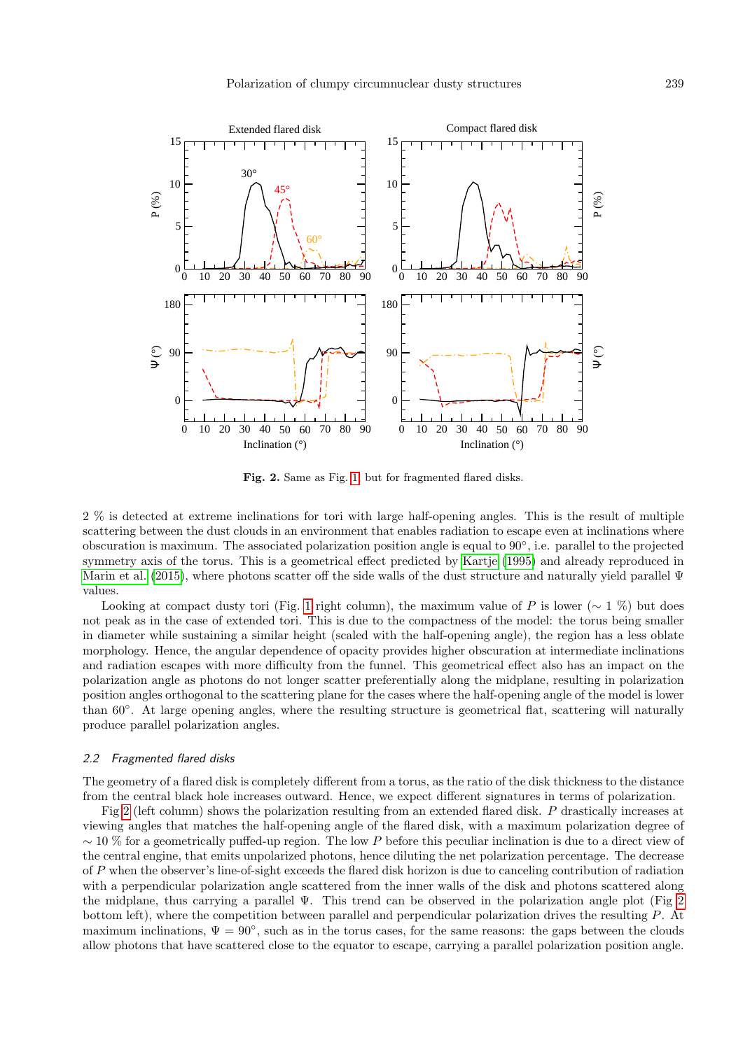Fig. 2. Same as Fig. 1, but for fragmented flared disks.

2 % is detected at extreme inclinations for tori with large half-opening angles. This is the result of multiple scattering between the dust clouds in an environment that enables radiation to escape even at inclinations where obscuration is maximum. The associated polarization position angle is equal to 90°, i.e. parallel to the projected symmetry axis of the torus. This is a geometrical effect predicted by Kartje (1995) and already reproduced in Marin et al. (2015), where photons scatter off the side walls of the dust structure and naturally yield parallel $\Psi$ values.

Looking at compact dusty tori (Fig. 1 right column), the maximum value of $P$ is lower ($\sim$ 1 %) but does not peak as in the case of extended tori. This is due to the compactness of the model: the torus being smaller in diameter while sustaining a similar height (scaled with the half-opening angle), the region has a less oblate morphology. Hence, the angular dependence of opacity provides higher obscuration at intermediate inclinations and radiation escapes with more difficulty from the funnel. This geometrical effect also has an impact on the polarization angle as photons do not longer scatter preferentially along the midplane, resulting in polarization position angles orthogonal to the scattering plane for the cases where the half-opening angle of the model is lower than 60°. At large opening angles, where the resulting structure is geometrical flat, scattering will naturally produce parallel polarization angles.

### 2.2 *Fragmented flared disks*

The geometry of a flared disk is completely different from a torus, as the ratio of the disk thickness to the distance from the central black hole increases outward. Hence, we expect different signatures in terms of polarization.

Fig 2 (left column) shows the polarization resulting from an extended flared disk. $P$ drastically increases at viewing angles that matches the half-opening angle of the flared disk, with a maximum polarization degree of $\sim$ 10 % for a geometrically puffed-up region. The low $P$ before this peculiar inclination is due to a direct view of the central engine, that emits unpolarized photons, hence diluting the net polarization percentage. The decrease of $P$ when the observer's line-of-sight exceeds the flared disk horizon is due to canceling contribution of radiation with a perpendicular polarization angle scattered from the inner walls of the disk and photons scattered along the midplane, thus carrying a parallel $\Psi$. This trend can be observed in the polarization angle plot (Fig 2 bottom left), where the competition between parallel and perpendicular polarization drives the resulting $P$. At maximum inclinations, $\Psi = 90°$, such as in the torus cases, for the same reasons: the gaps between the clouds allow photons that have scattered close to the equator to escape, carrying a parallel polarization position angle.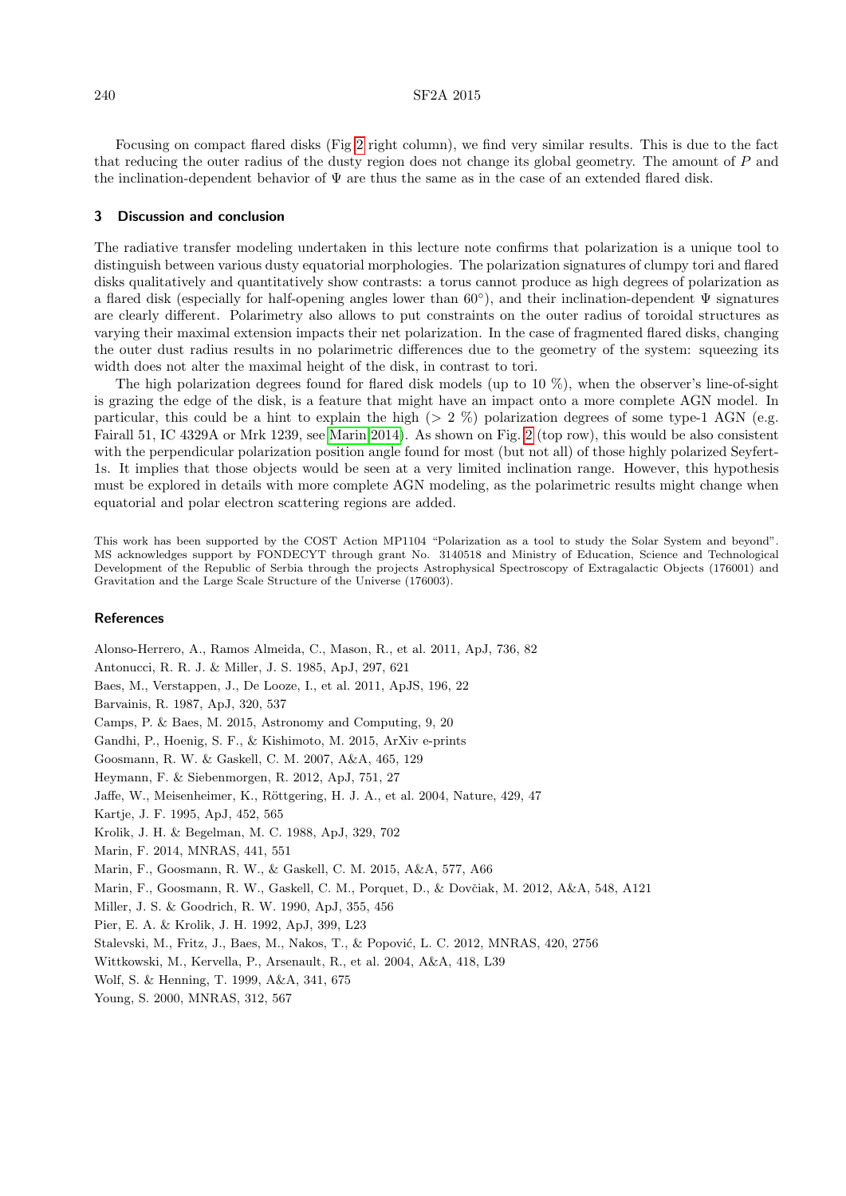Focusing on compact flared disks (Fig 2 right column), we find very similar results. This is due to the fact that reducing the outer radius of the dusty region does not change its global geometry. The amount of $P$ and the inclination-dependent behavior of $\Psi$ are thus the same as in the case of an extended flared disk.

## 3 Discussion and conclusion

The radiative transfer modeling undertaken in this lecture note confirms that polarization is a unique tool to distinguish between various dusty equatorial morphologies. The polarization signatures of clumpy tori and flared disks qualitatively and quantitatively show contrasts: a torus cannot produce as high degrees of polarization as a flared disk (especially for half-opening angles lower than 60°), and their inclination-dependent $\Psi$ signatures are clearly different. Polarimetry also allows to put constraints on the outer radius of toroidal structures as varying their maximal extension impacts their net polarization. In the case of fragmented flared disks, changing the outer dust radius results in no polarimetric differences due to the geometry of the system: squeezing its width does not alter the maximal height of the disk, in contrast to tori.

The high polarization degrees found for flared disk models (up to 10 %), when the observer's line-of-sight is grazing the edge of the disk, is a feature that might have an impact onto a more complete AGN model. In particular, this could be a hint to explain the high (> 2 %) polarization degrees of some type-1 AGN (e.g. Fairall 51, IC 4329A or Mrk 1239, see Marin 2014). As shown on Fig. 2 (top row), this would be also consistent with the perpendicular polarization position angle found for most (but not all) of those highly polarized Seyfert-1s. It implies that those objects would be seen at a very limited inclination range. However, this hypothesis must be explored in details with more complete AGN modeling, as the polarimetric results might change when equatorial and polar electron scattering regions are added.

This work has been supported by the COST Action MP1104 "Polarization as a tool to study the Solar System and beyond". MS acknowledges support by FONDECYT through grant No. 3140518 and Ministry of Education, Science and Technological Development of the Republic of Serbia through the projects Astrophysical Spectroscopy of Extragalactic Objects (176001) and Gravitation and the Large Scale Structure of the Universe (176003).

## References

Alonso-Herrero, A., Ramos Almeida, C., Mason, R., et al. 2011, ApJ, 736, 82

Antonucci, R. R. J. & Miller, J. S. 1985, ApJ, 297, 621

Baes, M., Verstappen, J., De Looze, I., et al. 2011, ApJS, 196, 22

Barvainis, R. 1987, ApJ, 320, 537

Camps, P. & Baes, M. 2015, Astronomy and Computing, 9, 20

Gandhi, P., Hoenig, S. F., & Kishimoto, M. 2015, ArXiv e-prints

Goosmann, R. W. & Gaskell, C. M. 2007, A&A, 465, 129

Heymann, F. & Siebenmorgen, R. 2012, ApJ, 751, 27

Jaffe, W., Meisenheimer, K., Röttgering, H. J. A., et al. 2004, Nature, 429, 47

Kartje, J. F. 1995, ApJ, 452, 565

Krolik, J. H. & Begelman, M. C. 1988, ApJ, 329, 702

Marin, F. 2014, MNRAS, 441, 551

Marin, F., Goosmann, R. W., & Gaskell, C. M. 2015, A&A, 577, A66

Marin, F., Goosmann, R. W., Gaskell, C. M., Porquet, D., & Dovčiak, M. 2012, A&A, 548, A121

Miller, J. S. & Goodrich, R. W. 1990, ApJ, 355, 456

Pier, E. A. & Krolik, J. H. 1992, ApJ, 399, L23

Stalevski, M., Fritz, J., Baes, M., Nakos, T., & Popović, L. C. 2012, MNRAS, 420, 2756

Wittkowski, M., Kervella, P., Arsenault, R., et al. 2004, A&A, 418, L39

Wolf, S. & Henning, T. 1999, A&A, 341, 675

Young, S. 2000, MNRAS, 312, 567